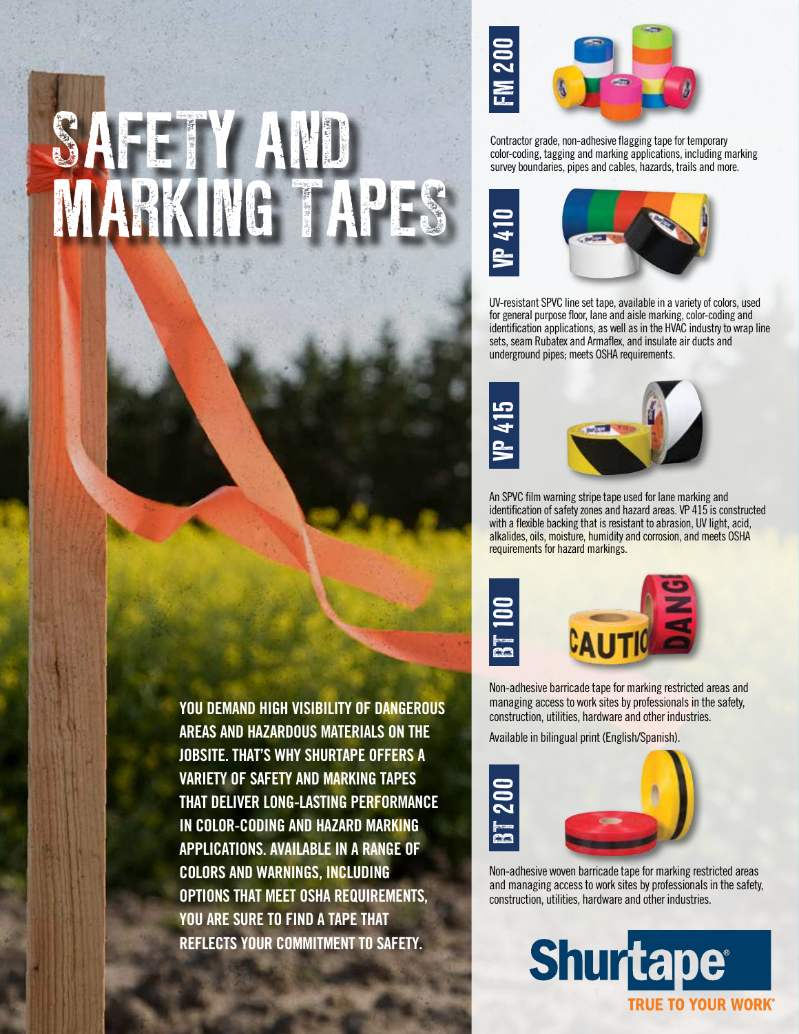# SAFETY AND MARKING TAPES

**YOU DEMAND HIGH VISIBILITY OF DANGEROUS AREAS AND HAZARDOUS MATERIALS ON THE JOBSITE. THAT'S WHY SHURTAPE OFFERS A VARIETY OF SAFETY AND MARKING TAPES THAT DELIVER LONG-LASTING PERFORMANCE IN COLOR-CODING AND HAZARD MARKING APPLICATIONS. AVAILABLE IN A RANGE OF COLORS AND WARNINGS, INCLUDING OPTIONS THAT MEET OSHA REQUIREMENTS, YOU ARE SURE TO FIND A TAPE THAT REFLECTS YOUR COMMITMENT TO SAFETY.**

## FM 200

Contractor grade, non-adhesive flagging tape for temporary color-coding, tagging and marking applications, including marking survey boundaries, pipes and cables, hazards, trails and more.

## VP 410

UV-resistant SPVC line set tape, available in a variety of colors, used for general purpose floor, lane and aisle marking, color-coding and identification applications, as well as in the HVAC industry to wrap line sets, seam Rubatex and Armaflex, and insulate air ducts and underground pipes; meets OSHA requirements.

## VP 415

An SPVC film warning stripe tape used for lane marking and identification of safety zones and hazard areas. VP 415 is constructed with a flexible backing that is resistant to abrasion, UV light, acid, alkalides, oils, moisture, humidity and corrosion, and meets OSHA requirements for hazard markings.

## BT 100

Non-adhesive barricade tape for marking restricted areas and managing access to work sites by professionals in the safety, construction, utilities, hardware and other industries.

Available in bilingual print (English/Spanish).

## BT 200

Non-adhesive woven barricade tape for marking restricted areas and managing access to work sites by professionals in the safety, construction, utilities, hardware and other industries.

**Shurtape®**
TRUE TO YOUR WORK®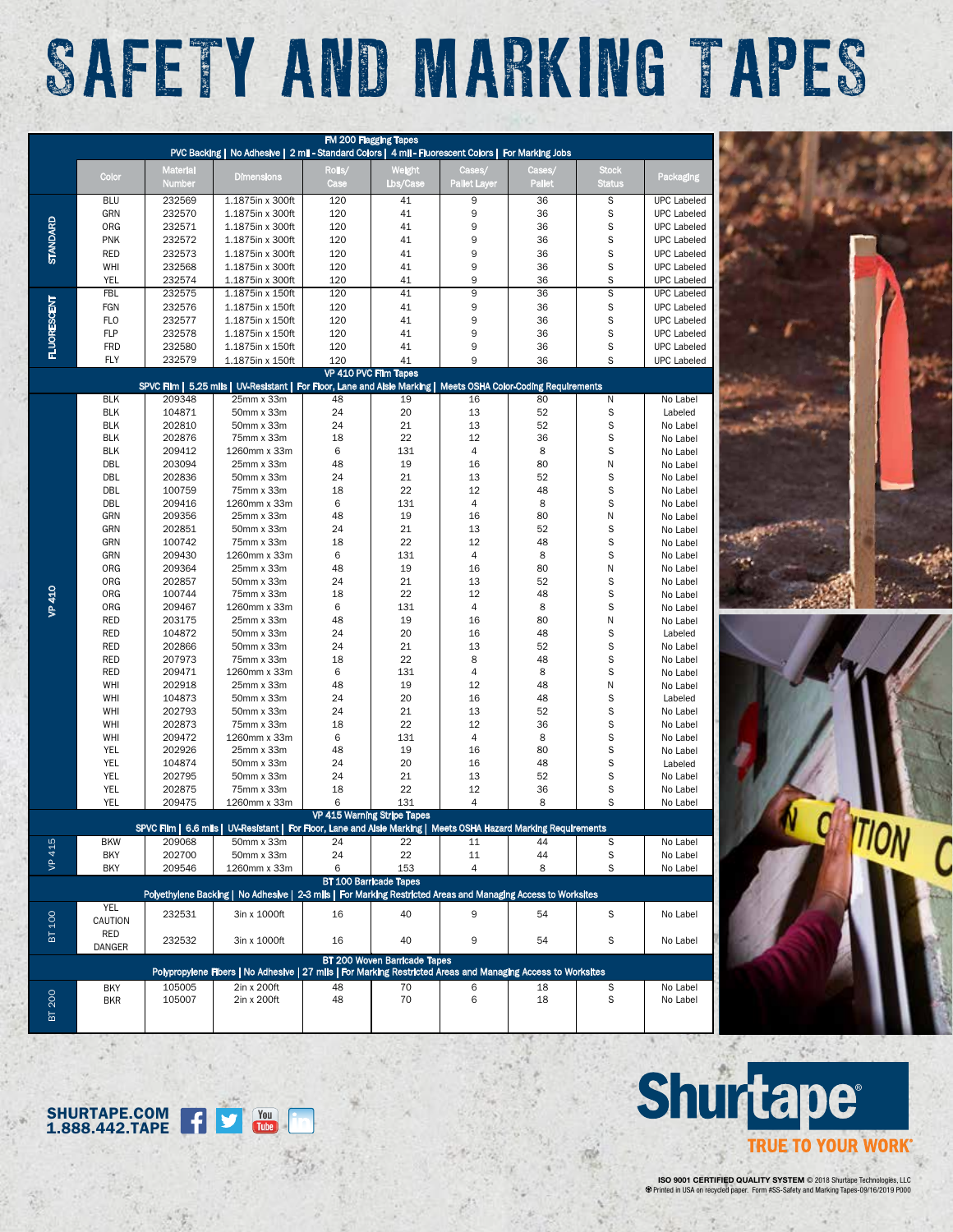# SAFETY AND MARKING TAPES

| | Color | Material Number | Dimensions | Rolls/ Case | Weight Lbs/Case | Cases/ Pallet Layer | Cases/ Pallet | Stock Status | Packaging |
|---|---|---|---|---|---|---|---|---|---|
| **FM 200 Flagging Tapes** — PVC Backing \| No Adhesive \| 2 mil - Standard Colors \| 4 mil - Fluorescent Colors \| For Marking Jobs | | | | | | | | | |
| STANDARD | BLU | 232569 | 1.1875in x 300ft | 120 | 41 | 9 | 36 | S | UPC Labeled |
| | GRN | 232570 | 1.1875in x 300ft | 120 | 41 | 9 | 36 | S | UPC Labeled |
| | ORG | 232571 | 1.1875in x 300ft | 120 | 41 | 9 | 36 | S | UPC Labeled |
| | PNK | 232572 | 1.1875in x 300ft | 120 | 41 | 9 | 36 | S | UPC Labeled |
| | RED | 232573 | 1.1875in x 300ft | 120 | 41 | 9 | 36 | S | UPC Labeled |
| | WHI | 232568 | 1.1875in x 300ft | 120 | 41 | 9 | 36 | S | UPC Labeled |
| | YEL | 232574 | 1.1875in x 300ft | 120 | 41 | 9 | 36 | S | UPC Labeled |
| FLUORESCENT | FBL | 232575 | 1.1875in x 150ft | 120 | 41 | 9 | 36 | S | UPC Labeled |
| | FGN | 232576 | 1.1875in x 150ft | 120 | 41 | 9 | 36 | S | UPC Labeled |
| | FLO | 232577 | 1.1875in x 150ft | 120 | 41 | 9 | 36 | S | UPC Labeled |
| | FLP | 232578 | 1.1875in x 150ft | 120 | 41 | 9 | 36 | S | UPC Labeled |
| | FRD | 232580 | 1.1875in x 150ft | 120 | 41 | 9 | 36 | S | UPC Labeled |
| | FLY | 232579 | 1.1875in x 150ft | 120 | 41 | 9 | 36 | S | UPC Labeled |
| **VP 410 PVC Film Tapes** — SPVC Film \| 5.25 mils \| UV-Resistant \| For Floor, Lane and Aisle Marking \| Meets OSHA Color-Coding Requirements | | | | | | | | | |
| VP 410 | BLK | 209348 | 25mm x 33m | 48 | 19 | 16 | 80 | N | No Label |
| | BLK | 104871 | 50mm x 33m | 24 | 20 | 13 | 52 | S | Labeled |
| | BLK | 202810 | 50mm x 33m | 24 | 21 | 13 | 52 | S | No Label |
| | BLK | 202876 | 75mm x 33m | 18 | 22 | 12 | 36 | S | No Label |
| | BLK | 209412 | 1260mm x 33m | 6 | 131 | 4 | 8 | S | No Label |
| | DBL | 203094 | 25mm x 33m | 48 | 19 | 16 | 80 | N | No Label |
| | DBL | 202836 | 50mm x 33m | 24 | 21 | 13 | 52 | S | No Label |
| | DBL | 100759 | 75mm x 33m | 18 | 22 | 12 | 48 | S | No Label |
| | DBL | 209416 | 1260mm x 33m | 6 | 131 | 4 | 8 | S | No Label |
| | GRN | 209356 | 25mm x 33m | 48 | 19 | 16 | 80 | N | No Label |
| | GRN | 202851 | 50mm x 33m | 24 | 21 | 13 | 52 | S | No Label |
| | GRN | 100742 | 75mm x 33m | 18 | 22 | 12 | 48 | S | No Label |
| | GRN | 209430 | 1260mm x 33m | 6 | 131 | 4 | 8 | S | No Label |
| | ORG | 209364 | 25mm x 33m | 48 | 19 | 16 | 80 | N | No Label |
| | ORG | 202857 | 50mm x 33m | 24 | 21 | 13 | 52 | S | No Label |
| | ORG | 100744 | 75mm x 33m | 18 | 22 | 12 | 48 | S | No Label |
| | ORG | 209467 | 1260mm x 33m | 6 | 131 | 4 | 8 | S | No Label |
| | RED | 203175 | 25mm x 33m | 48 | 19 | 16 | 80 | N | No Label |
| | RED | 104872 | 50mm x 33m | 24 | 20 | 16 | 48 | S | Labeled |
| | RED | 202866 | 50mm x 33m | 24 | 21 | 13 | 52 | S | No Label |
| | RED | 207973 | 75mm x 33m | 18 | 22 | 8 | 48 | S | No Label |
| | RED | 209471 | 1260mm x 33m | 6 | 131 | 4 | 8 | S | No Label |
| | WHI | 202918 | 25mm x 33m | 48 | 19 | 12 | 48 | N | No Label |
| | WHI | 104873 | 50mm x 33m | 24 | 20 | 16 | 48 | S | Labeled |
| | WHI | 202793 | 50mm x 33m | 24 | 21 | 13 | 52 | S | No Label |
| | WHI | 202873 | 75mm x 33m | 18 | 22 | 12 | 36 | S | No Label |
| | WHI | 209472 | 1260mm x 33m | 6 | 131 | 4 | 8 | S | No Label |
| | YEL | 202926 | 25mm x 33m | 48 | 19 | 16 | 80 | S | No Label |
| | YEL | 104874 | 50mm x 33m | 24 | 20 | 16 | 48 | S | Labeled |
| | YEL | 202795 | 50mm x 33m | 24 | 21 | 13 | 52 | S | No Label |
| | YEL | 202875 | 75mm x 33m | 18 | 22 | 12 | 36 | S | No Label |
| | YEL | 209475 | 1260mm x 33m | 6 | 131 | 4 | 8 | S | No Label |
| **VP 415 Warning Stripe Tapes** — SPVC Film \| 6.6 mils \| UV-Resistant \| For Floor, Lane and Aisle Marking \| Meets OSHA Hazard Marking Requirements | | | | | | | | | |
| VP 415 | BKW | 209068 | 50mm x 33m | 24 | 22 | 11 | 44 | S | No Label |
| | BKY | 202700 | 50mm x 33m | 24 | 22 | 11 | 44 | S | No Label |
| | BKY | 209546 | 1260mm x 33m | 6 | 153 | 4 | 8 | S | No Label |
| **BT 100 Barricade Tapes** — Polyethylene Backing \| No Adhesive \| 2-3 mils \| For Marking Restricted Areas and Managing Access to Worksites | | | | | | | | | |
| BT 100 | YEL CAUTION | 232531 | 3in x 1000ft | 16 | 40 | 9 | 54 | S | No Label |
| | RED DANGER | 232532 | 3in x 1000ft | 16 | 40 | 9 | 54 | S | No Label |
| **BT 200 Woven Barricade Tapes** — Polypropylene Fibers \| No Adhesive \| 27 mils \| For Marking Restricted Areas and Managing Access to Worksites | | | | | | | | | |
| BT 200 | BKY | 105005 | 2in x 200ft | 48 | 70 | 6 | 18 | S | No Label |
| | BKR | 105007 | 2in x 200ft | 48 | 70 | 6 | 18 | S | No Label |

**SHURTAPE.COM**
**1.888.442.TAPE**

**Shurtape®**
TRUE TO YOUR WORK®

**ISO 9001 CERTIFIED QUALITY SYSTEM** © 2018 Shurtape Technologies, LLC
Printed in USA on recycled paper. Form #SS-Safety and Marking Tapes-09/16/2019 P000